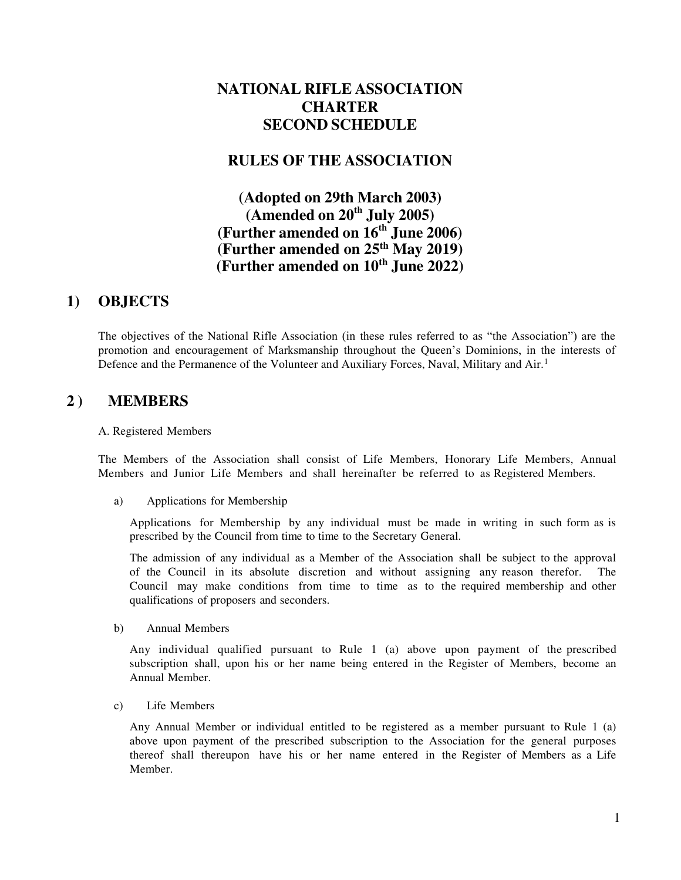# NATIONAL RIFLE ASSOCIATION
# CHARTER
# SECOND SCHEDULE

## RULES OF THE ASSOCIATION

**(Adopted on 29th March 2003)**
**(Amended on 20th July 2005)**
**(Further amended on 16th June 2006)**
**(Further amended on 25th May 2019)**
**(Further amended on 10th June 2022)**

## 1) OBJECTS

The objectives of the National Rifle Association (in these rules referred to as "the Association") are the promotion and encouragement of Marksmanship throughout the Queen's Dominions, in the interests of Defence and the Permanence of the Volunteer and Auxiliary Forces, Naval, Military and Air.[1]

## 2 ) MEMBERS

A. Registered Members

The Members of the Association shall consist of Life Members, Honorary Life Members, Annual Members and Junior Life Members and shall hereinafter be referred to as Registered Members.

a) Applications for Membership

Applications for Membership by any individual must be made in writing in such form as is prescribed by the Council from time to time to the Secretary General.

The admission of any individual as a Member of the Association shall be subject to the approval of the Council in its absolute discretion and without assigning any reason therefor. The Council may make conditions from time to time as to the required membership and other qualifications of proposers and seconders.

b) Annual Members

Any individual qualified pursuant to Rule 1 (a) above upon payment of the prescribed subscription shall, upon his or her name being entered in the Register of Members, become an Annual Member.

c) Life Members

Any Annual Member or individual entitled to be registered as a member pursuant to Rule 1 (a) above upon payment of the prescribed subscription to the Association for the general purposes thereof shall thereupon have his or her name entered in the Register of Members as a Life Member.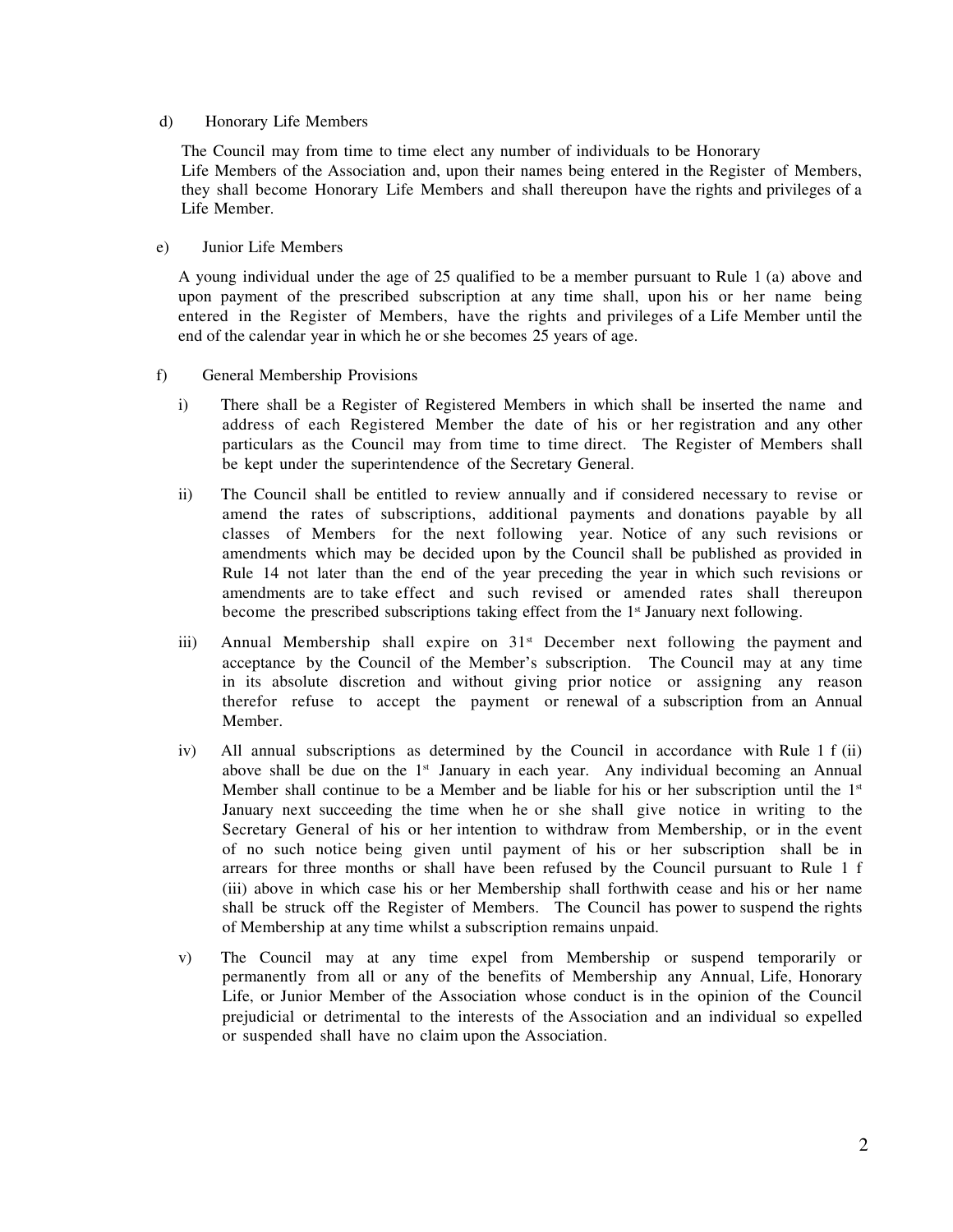d) Honorary Life Members

The Council may from time to time elect any number of individuals to be Honorary Life Members of the Association and, upon their names being entered in the Register of Members, they shall become Honorary Life Members and shall thereupon have the rights and privileges of a Life Member.

e) Junior Life Members

A young individual under the age of 25 qualified to be a member pursuant to Rule 1 (a) above and upon payment of the prescribed subscription at any time shall, upon his or her name being entered in the Register of Members, have the rights and privileges of a Life Member until the end of the calendar year in which he or she becomes 25 years of age.

f) General Membership Provisions

i) There shall be a Register of Registered Members in which shall be inserted the name and address of each Registered Member the date of his or her registration and any other particulars as the Council may from time to time direct. The Register of Members shall be kept under the superintendence of the Secretary General.

ii) The Council shall be entitled to review annually and if considered necessary to revise or amend the rates of subscriptions, additional payments and donations payable by all classes of Members for the next following year. Notice of any such revisions or amendments which may be decided upon by the Council shall be published as provided in Rule 14 not later than the end of the year preceding the year in which such revisions or amendments are to take effect and such revised or amended rates shall thereupon become the prescribed subscriptions taking effect from the 1st January next following.

iii) Annual Membership shall expire on 31st December next following the payment and acceptance by the Council of the Member's subscription. The Council may at any time in its absolute discretion and without giving prior notice or assigning any reason therefor refuse to accept the payment or renewal of a subscription from an Annual Member.

iv) All annual subscriptions as determined by the Council in accordance with Rule 1 f (ii) above shall be due on the 1st January in each year. Any individual becoming an Annual Member shall continue to be a Member and be liable for his or her subscription until the 1st January next succeeding the time when he or she shall give notice in writing to the Secretary General of his or her intention to withdraw from Membership, or in the event of no such notice being given until payment of his or her subscription shall be in arrears for three months or shall have been refused by the Council pursuant to Rule 1 f (iii) above in which case his or her Membership shall forthwith cease and his or her name shall be struck off the Register of Members. The Council has power to suspend the rights of Membership at any time whilst a subscription remains unpaid.

v) The Council may at any time expel from Membership or suspend temporarily or permanently from all or any of the benefits of Membership any Annual, Life, Honorary Life, or Junior Member of the Association whose conduct is in the opinion of the Council prejudicial or detrimental to the interests of the Association and an individual so expelled or suspended shall have no claim upon the Association.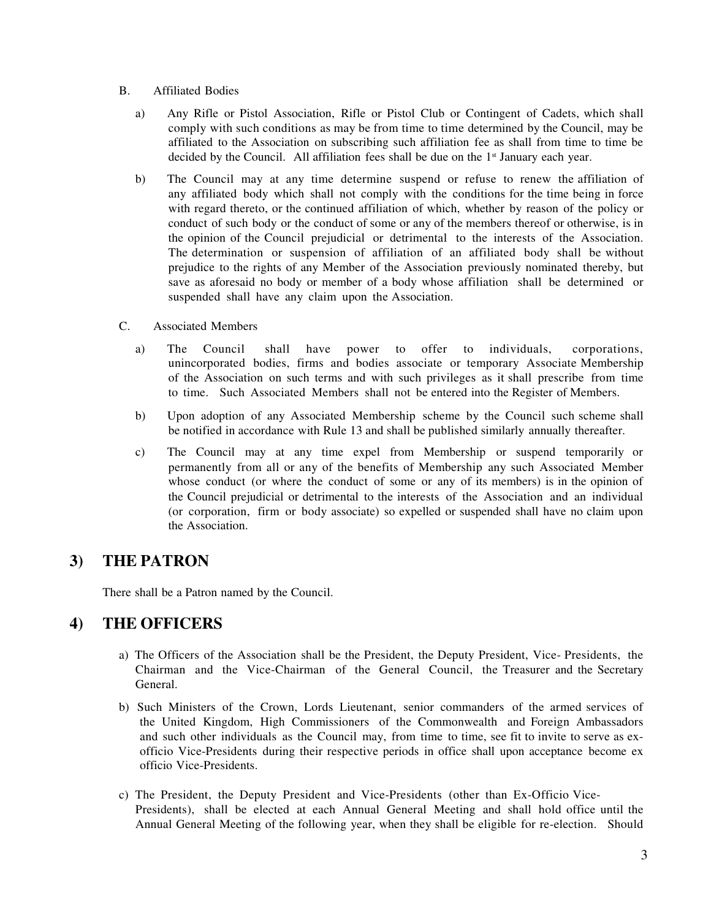B. Affiliated Bodies

a) Any Rifle or Pistol Association, Rifle or Pistol Club or Contingent of Cadets, which shall comply with such conditions as may be from time to time determined by the Council, may be affiliated to the Association on subscribing such affiliation fee as shall from time to time be decided by the Council. All affiliation fees shall be due on the 1st January each year.

b) The Council may at any time determine suspend or refuse to renew the affiliation of any affiliated body which shall not comply with the conditions for the time being in force with regard thereto, or the continued affiliation of which, whether by reason of the policy or conduct of such body or the conduct of some or any of the members thereof or otherwise, is in the opinion of the Council prejudicial or detrimental to the interests of the Association. The determination or suspension of affiliation of an affiliated body shall be without prejudice to the rights of any Member of the Association previously nominated thereby, but save as aforesaid no body or member of a body whose affiliation shall be determined or suspended shall have any claim upon the Association.

C. Associated Members

a) The Council shall have power to offer to individuals, corporations, unincorporated bodies, firms and bodies associate or temporary Associate Membership of the Association on such terms and with such privileges as it shall prescribe from time to time. Such Associated Members shall not be entered into the Register of Members.

b) Upon adoption of any Associated Membership scheme by the Council such scheme shall be notified in accordance with Rule 13 and shall be published similarly annually thereafter.

c) The Council may at any time expel from Membership or suspend temporarily or permanently from all or any of the benefits of Membership any such Associated Member whose conduct (or where the conduct of some or any of its members) is in the opinion of the Council prejudicial or detrimental to the interests of the Association and an individual (or corporation, firm or body associate) so expelled or suspended shall have no claim upon the Association.

## 3) THE PATRON

There shall be a Patron named by the Council.

## 4) THE OFFICERS

a) The Officers of the Association shall be the President, the Deputy President, Vice- Presidents, the Chairman and the Vice-Chairman of the General Council, the Treasurer and the Secretary General.

b) Such Ministers of the Crown, Lords Lieutenant, senior commanders of the armed services of the United Kingdom, High Commissioners of the Commonwealth and Foreign Ambassadors and such other individuals as the Council may, from time to time, see fit to invite to serve as ex-officio Vice-Presidents during their respective periods in office shall upon acceptance become ex officio Vice-Presidents.

c) The President, the Deputy President and Vice-Presidents (other than Ex-Officio Vice-Presidents), shall be elected at each Annual General Meeting and shall hold office until the Annual General Meeting of the following year, when they shall be eligible for re-election. Should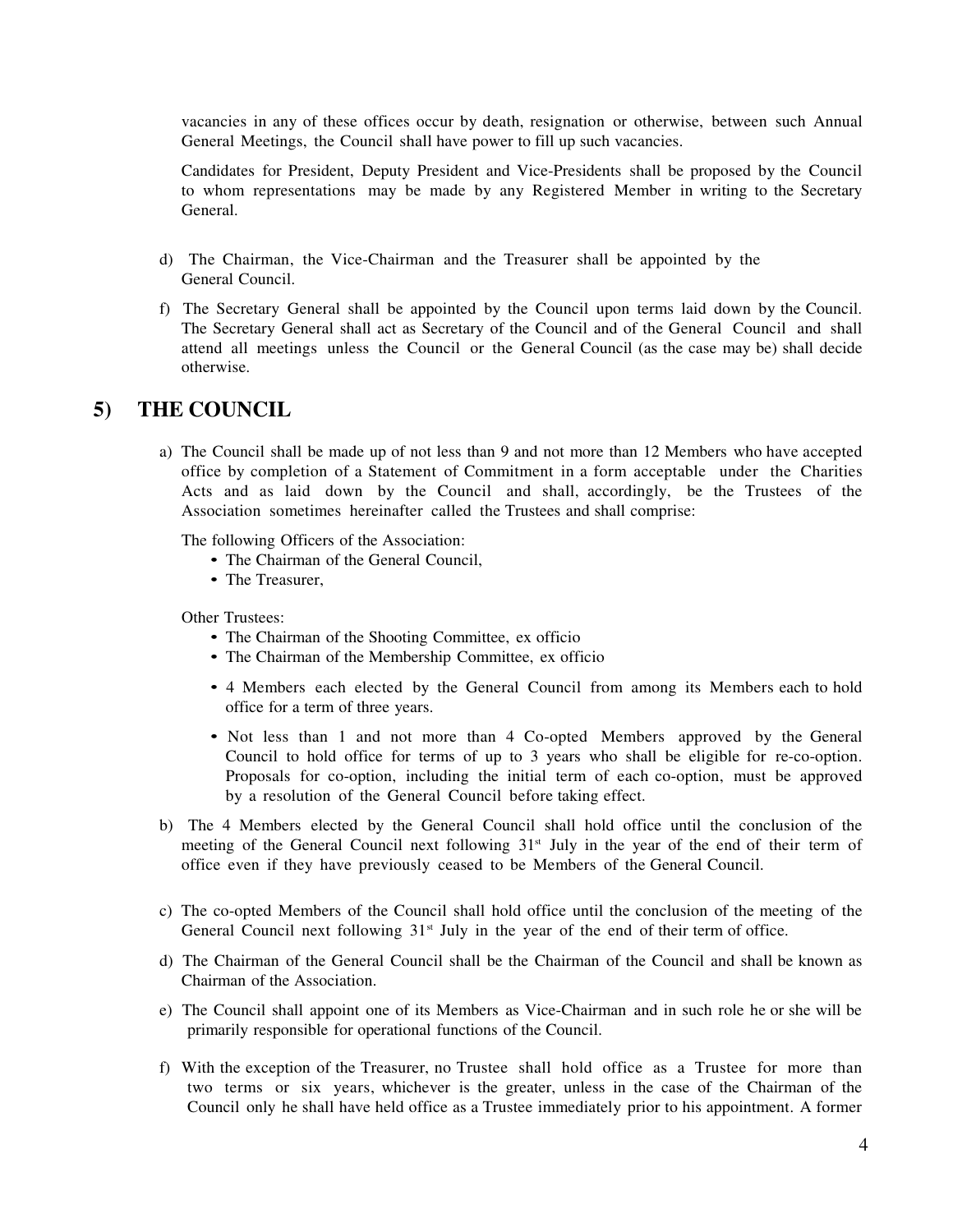vacancies in any of these offices occur by death, resignation or otherwise, between such Annual General Meetings, the Council shall have power to fill up such vacancies.

Candidates for President, Deputy President and Vice-Presidents shall be proposed by the Council to whom representations may be made by any Registered Member in writing to the Secretary General.

d) The Chairman, the Vice-Chairman and the Treasurer shall be appointed by the General Council.

f) The Secretary General shall be appointed by the Council upon terms laid down by the Council. The Secretary General shall act as Secretary of the Council and of the General Council and shall attend all meetings unless the Council or the General Council (as the case may be) shall decide otherwise.

## 5) THE COUNCIL

a) The Council shall be made up of not less than 9 and not more than 12 Members who have accepted office by completion of a Statement of Commitment in a form acceptable under the Charities Acts and as laid down by the Council and shall, accordingly, be the Trustees of the Association sometimes hereinafter called the Trustees and shall comprise:

The following Officers of the Association:

- The Chairman of the General Council,
- The Treasurer,

Other Trustees:

- The Chairman of the Shooting Committee, ex officio
- The Chairman of the Membership Committee, ex officio
- 4 Members each elected by the General Council from among its Members each to hold office for a term of three years.
- Not less than 1 and not more than 4 Co-opted Members approved by the General Council to hold office for terms of up to 3 years who shall be eligible for re-co-option. Proposals for co-option, including the initial term of each co-option, must be approved by a resolution of the General Council before taking effect.

b) The 4 Members elected by the General Council shall hold office until the conclusion of the meeting of the General Council next following 31st July in the year of the end of their term of office even if they have previously ceased to be Members of the General Council.

c) The co-opted Members of the Council shall hold office until the conclusion of the meeting of the General Council next following 31st July in the year of the end of their term of office.

d) The Chairman of the General Council shall be the Chairman of the Council and shall be known as Chairman of the Association.

e) The Council shall appoint one of its Members as Vice-Chairman and in such role he or she will be primarily responsible for operational functions of the Council.

f) With the exception of the Treasurer, no Trustee shall hold office as a Trustee for more than two terms or six years, whichever is the greater, unless in the case of the Chairman of the Council only he shall have held office as a Trustee immediately prior to his appointment. A former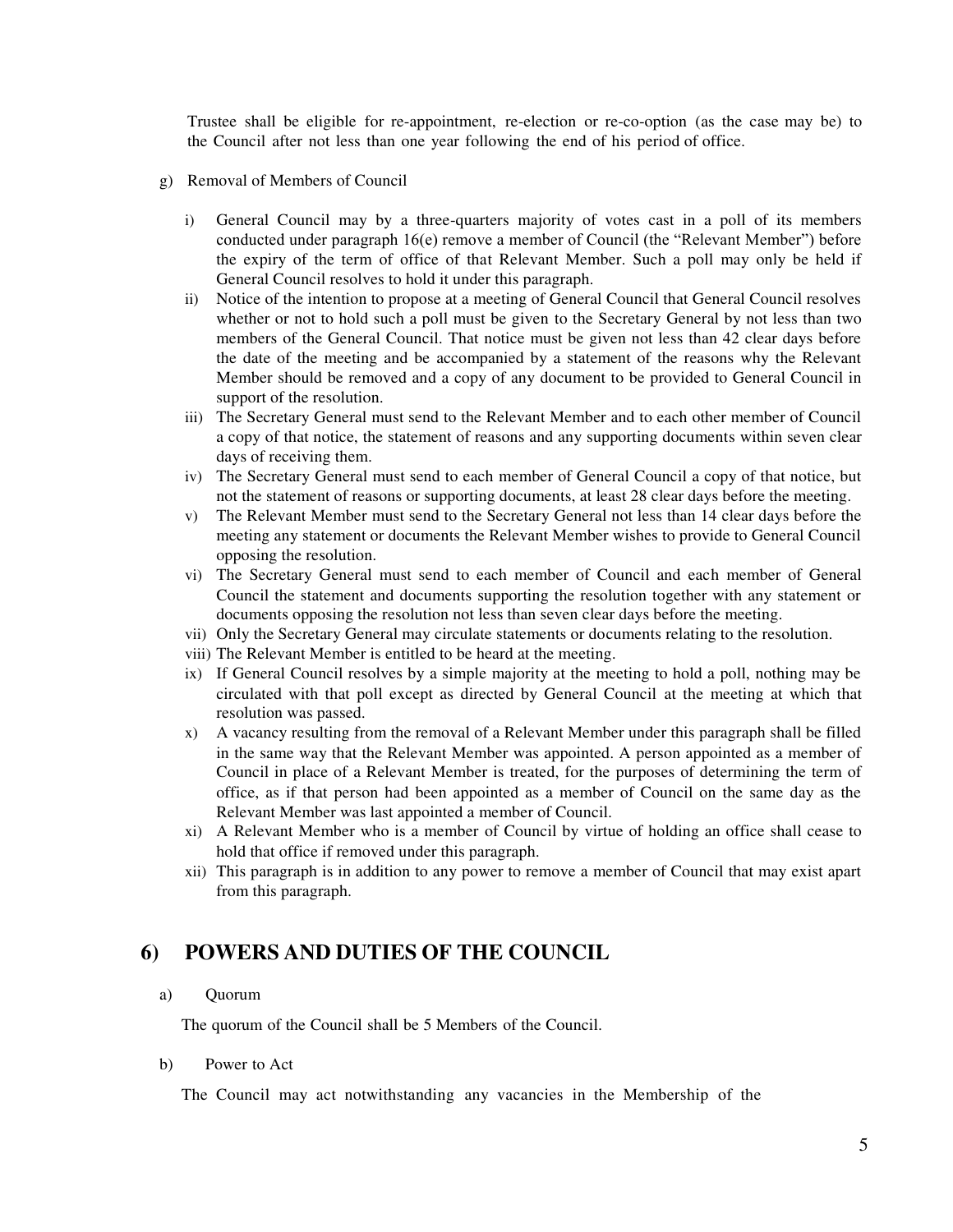Trustee shall be eligible for re-appointment, re-election or re-co-option (as the case may be) to the Council after not less than one year following the end of his period of office.

g) Removal of Members of Council

i) General Council may by a three-quarters majority of votes cast in a poll of its members conducted under paragraph 16(e) remove a member of Council (the "Relevant Member") before the expiry of the term of office of that Relevant Member. Such a poll may only be held if General Council resolves to hold it under this paragraph.

ii) Notice of the intention to propose at a meeting of General Council that General Council resolves whether or not to hold such a poll must be given to the Secretary General by not less than two members of the General Council. That notice must be given not less than 42 clear days before the date of the meeting and be accompanied by a statement of the reasons why the Relevant Member should be removed and a copy of any document to be provided to General Council in support of the resolution.

iii) The Secretary General must send to the Relevant Member and to each other member of Council a copy of that notice, the statement of reasons and any supporting documents within seven clear days of receiving them.

iv) The Secretary General must send to each member of General Council a copy of that notice, but not the statement of reasons or supporting documents, at least 28 clear days before the meeting.

v) The Relevant Member must send to the Secretary General not less than 14 clear days before the meeting any statement or documents the Relevant Member wishes to provide to General Council opposing the resolution.

vi) The Secretary General must send to each member of Council and each member of General Council the statement and documents supporting the resolution together with any statement or documents opposing the resolution not less than seven clear days before the meeting.

vii) Only the Secretary General may circulate statements or documents relating to the resolution.

viii) The Relevant Member is entitled to be heard at the meeting.

ix) If General Council resolves by a simple majority at the meeting to hold a poll, nothing may be circulated with that poll except as directed by General Council at the meeting at which that resolution was passed.

x) A vacancy resulting from the removal of a Relevant Member under this paragraph shall be filled in the same way that the Relevant Member was appointed. A person appointed as a member of Council in place of a Relevant Member is treated, for the purposes of determining the term of office, as if that person had been appointed as a member of Council on the same day as the Relevant Member was last appointed a member of Council.

xi) A Relevant Member who is a member of Council by virtue of holding an office shall cease to hold that office if removed under this paragraph.

xii) This paragraph is in addition to any power to remove a member of Council that may exist apart from this paragraph.

## 6) POWERS AND DUTIES OF THE COUNCIL

a) Quorum

The quorum of the Council shall be 5 Members of the Council.

b) Power to Act

The Council may act notwithstanding any vacancies in the Membership of the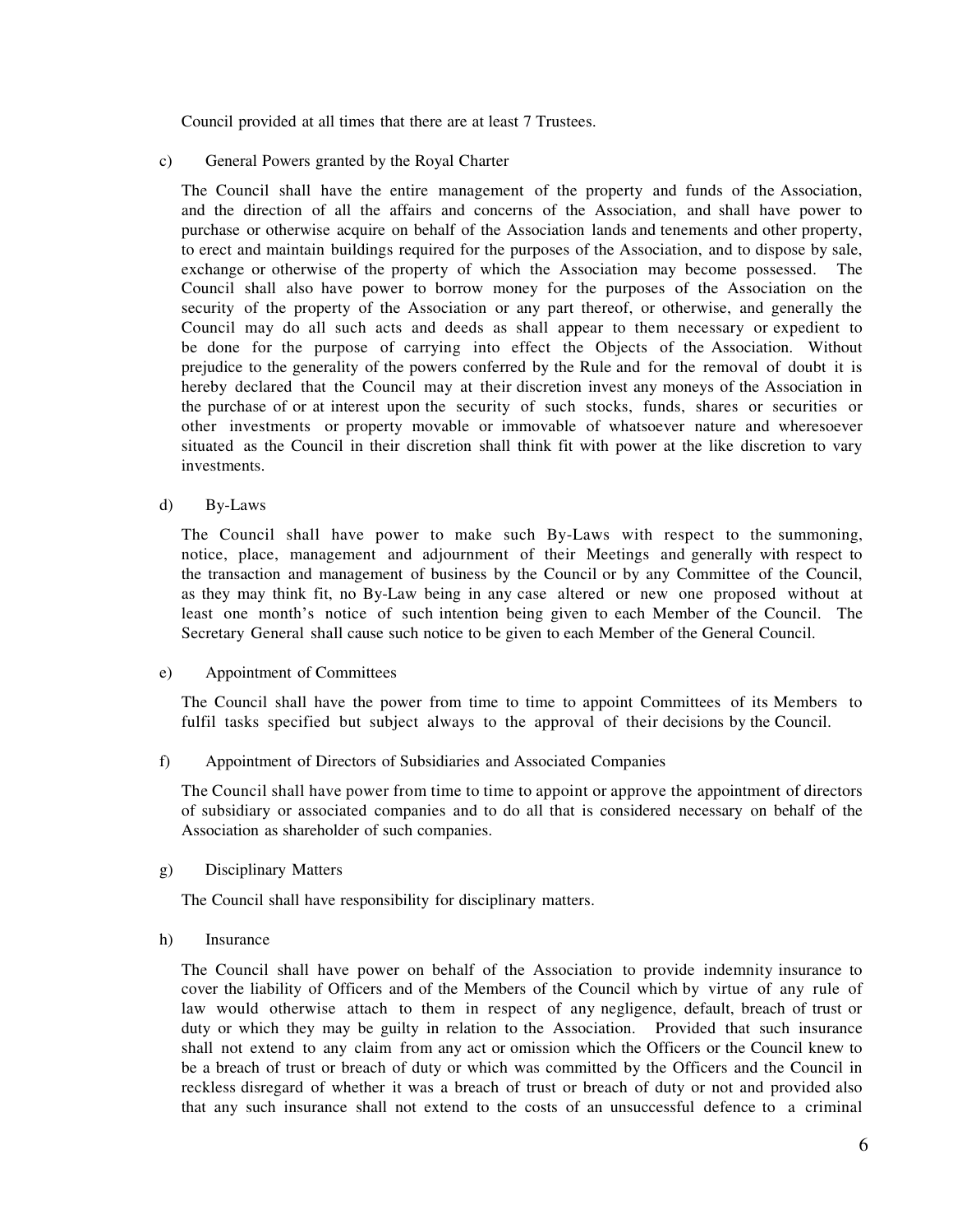Council provided at all times that there are at least 7 Trustees.

c) General Powers granted by the Royal Charter

The Council shall have the entire management of the property and funds of the Association, and the direction of all the affairs and concerns of the Association, and shall have power to purchase or otherwise acquire on behalf of the Association lands and tenements and other property, to erect and maintain buildings required for the purposes of the Association, and to dispose by sale, exchange or otherwise of the property of which the Association may become possessed. The Council shall also have power to borrow money for the purposes of the Association on the security of the property of the Association or any part thereof, or otherwise, and generally the Council may do all such acts and deeds as shall appear to them necessary or expedient to be done for the purpose of carrying into effect the Objects of the Association. Without prejudice to the generality of the powers conferred by the Rule and for the removal of doubt it is hereby declared that the Council may at their discretion invest any moneys of the Association in the purchase of or at interest upon the security of such stocks, funds, shares or securities or other investments or property movable or immovable of whatsoever nature and wheresoever situated as the Council in their discretion shall think fit with power at the like discretion to vary investments.

d) By-Laws

The Council shall have power to make such By-Laws with respect to the summoning, notice, place, management and adjournment of their Meetings and generally with respect to the transaction and management of business by the Council or by any Committee of the Council, as they may think fit, no By-Law being in any case altered or new one proposed without at least one month's notice of such intention being given to each Member of the Council. The Secretary General shall cause such notice to be given to each Member of the General Council.

e) Appointment of Committees

The Council shall have the power from time to time to appoint Committees of its Members to fulfil tasks specified but subject always to the approval of their decisions by the Council.

f) Appointment of Directors of Subsidiaries and Associated Companies

The Council shall have power from time to time to appoint or approve the appointment of directors of subsidiary or associated companies and to do all that is considered necessary on behalf of the Association as shareholder of such companies.

g) Disciplinary Matters

The Council shall have responsibility for disciplinary matters.

h) Insurance

The Council shall have power on behalf of the Association to provide indemnity insurance to cover the liability of Officers and of the Members of the Council which by virtue of any rule of law would otherwise attach to them in respect of any negligence, default, breach of trust or duty or which they may be guilty in relation to the Association. Provided that such insurance shall not extend to any claim from any act or omission which the Officers or the Council knew to be a breach of trust or breach of duty or which was committed by the Officers and the Council in reckless disregard of whether it was a breach of trust or breach of duty or not and provided also that any such insurance shall not extend to the costs of an unsuccessful defence to a criminal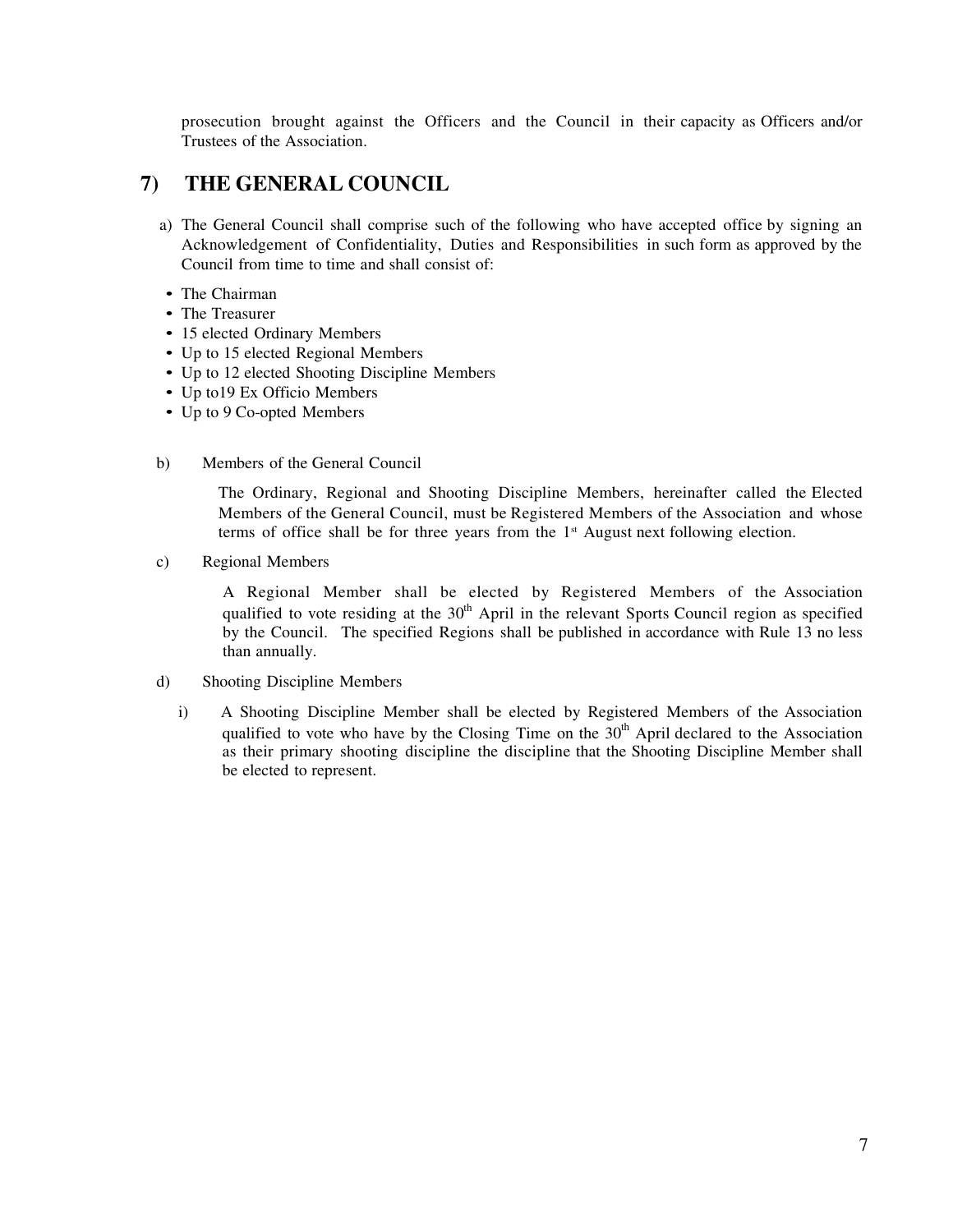prosecution brought against the Officers and the Council in their capacity as Officers and/or Trustees of the Association.

## 7) THE GENERAL COUNCIL

a) The General Council shall comprise such of the following who have accepted office by signing an Acknowledgement of Confidentiality, Duties and Responsibilities in such form as approved by the Council from time to time and shall consist of:

- The Chairman
- The Treasurer
- 15 elected Ordinary Members
- Up to 15 elected Regional Members
- Up to 12 elected Shooting Discipline Members
- Up to19 Ex Officio Members
- Up to 9 Co-opted Members

b) Members of the General Council

The Ordinary, Regional and Shooting Discipline Members, hereinafter called the Elected Members of the General Council, must be Registered Members of the Association and whose terms of office shall be for three years from the 1st August next following election.

c) Regional Members

A Regional Member shall be elected by Registered Members of the Association qualified to vote residing at the 30th April in the relevant Sports Council region as specified by the Council. The specified Regions shall be published in accordance with Rule 13 no less than annually.

d) Shooting Discipline Members

i) A Shooting Discipline Member shall be elected by Registered Members of the Association qualified to vote who have by the Closing Time on the 30th April declared to the Association as their primary shooting discipline the discipline that the Shooting Discipline Member shall be elected to represent.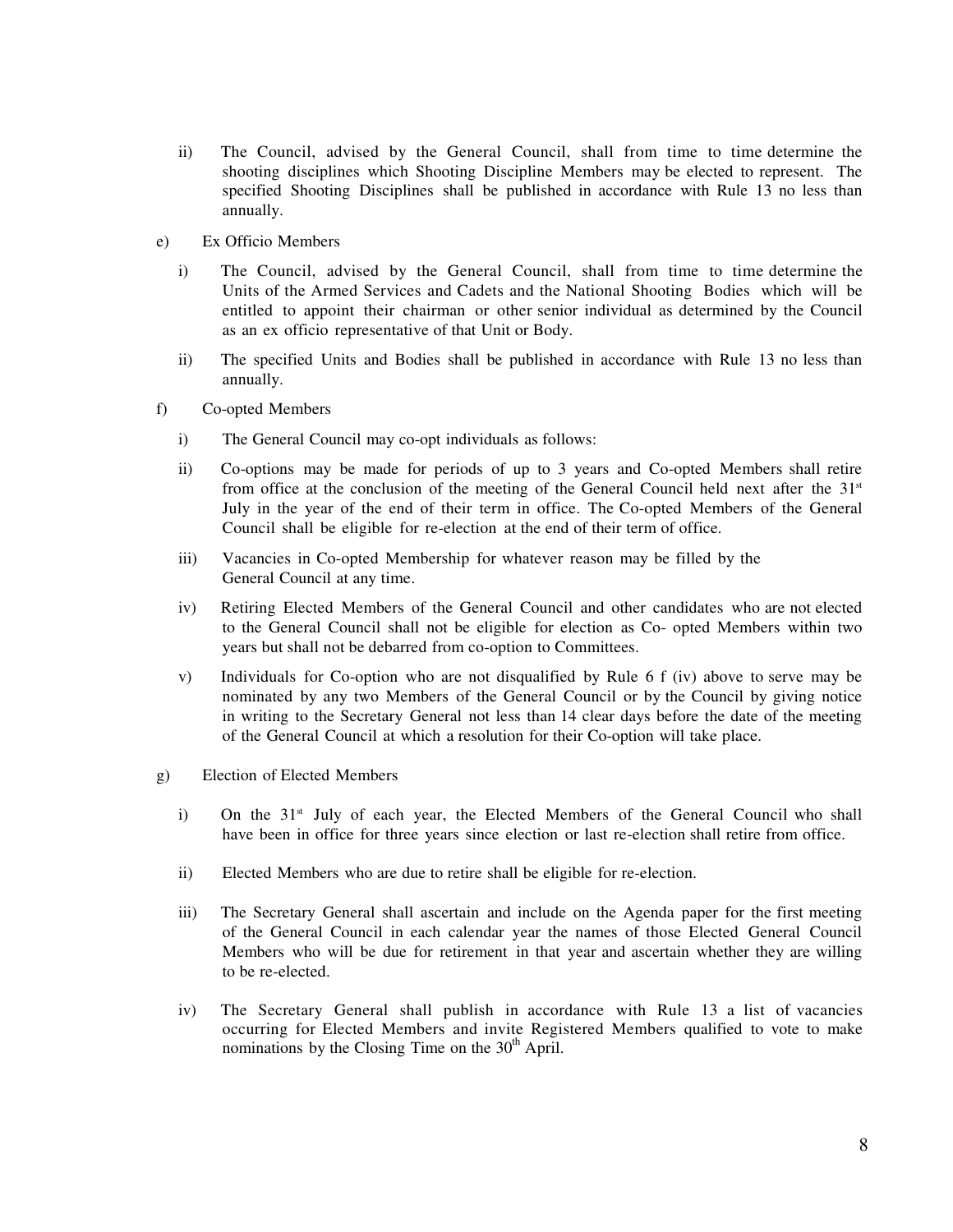ii) The Council, advised by the General Council, shall from time to time determine the shooting disciplines which Shooting Discipline Members may be elected to represent. The specified Shooting Disciplines shall be published in accordance with Rule 13 no less than annually.

e) Ex Officio Members

i) The Council, advised by the General Council, shall from time to time determine the Units of the Armed Services and Cadets and the National Shooting Bodies which will be entitled to appoint their chairman or other senior individual as determined by the Council as an ex officio representative of that Unit or Body.

ii) The specified Units and Bodies shall be published in accordance with Rule 13 no less than annually.

f) Co-opted Members

i) The General Council may co-opt individuals as follows:

ii) Co-options may be made for periods of up to 3 years and Co-opted Members shall retire from office at the conclusion of the meeting of the General Council held next after the 31st July in the year of the end of their term in office. The Co-opted Members of the General Council shall be eligible for re-election at the end of their term of office.

iii) Vacancies in Co-opted Membership for whatever reason may be filled by the General Council at any time.

iv) Retiring Elected Members of the General Council and other candidates who are not elected to the General Council shall not be eligible for election as Co- opted Members within two years but shall not be debarred from co-option to Committees.

v) Individuals for Co-option who are not disqualified by Rule 6 f (iv) above to serve may be nominated by any two Members of the General Council or by the Council by giving notice in writing to the Secretary General not less than 14 clear days before the date of the meeting of the General Council at which a resolution for their Co-option will take place.

g) Election of Elected Members

i) On the 31st July of each year, the Elected Members of the General Council who shall have been in office for three years since election or last re-election shall retire from office.

ii) Elected Members who are due to retire shall be eligible for re-election.

iii) The Secretary General shall ascertain and include on the Agenda paper for the first meeting of the General Council in each calendar year the names of those Elected General Council Members who will be due for retirement in that year and ascertain whether they are willing to be re-elected.

iv) The Secretary General shall publish in accordance with Rule 13 a list of vacancies occurring for Elected Members and invite Registered Members qualified to vote to make nominations by the Closing Time on the 30th April.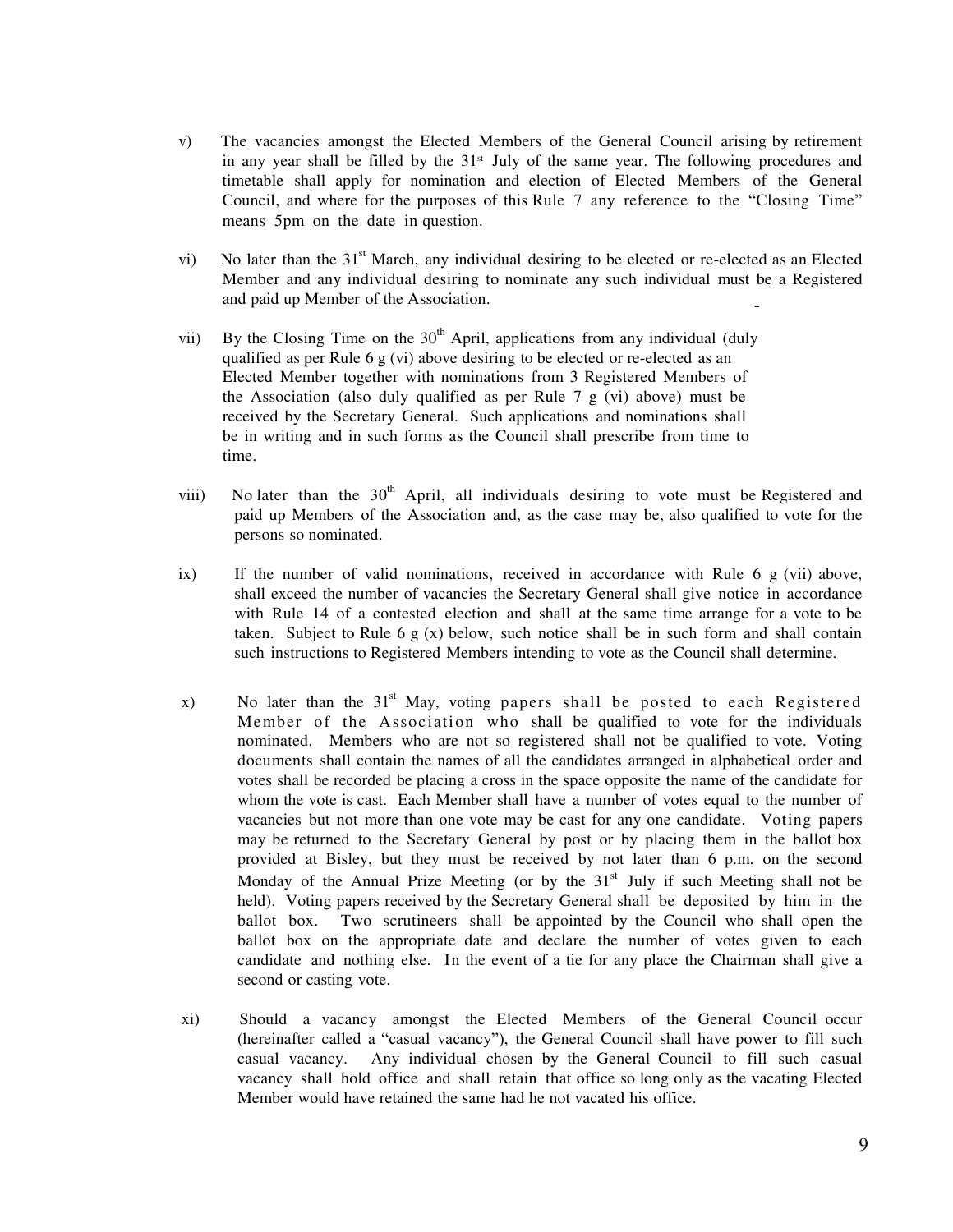v) The vacancies amongst the Elected Members of the General Council arising by retirement in any year shall be filled by the 31st July of the same year. The following procedures and timetable shall apply for nomination and election of Elected Members of the General Council, and where for the purposes of this Rule 7 any reference to the "Closing Time" means 5pm on the date in question.

vi) No later than the 31st March, any individual desiring to be elected or re-elected as an Elected Member and any individual desiring to nominate any such individual must be a Registered and paid up Member of the Association.

vii) By the Closing Time on the 30th April, applications from any individual (duly qualified as per Rule 6 g (vi) above desiring to be elected or re-elected as an Elected Member together with nominations from 3 Registered Members of the Association (also duly qualified as per Rule 7 g (vi) above) must be received by the Secretary General. Such applications and nominations shall be in writing and in such forms as the Council shall prescribe from time to time.

viii) No later than the 30th April, all individuals desiring to vote must be Registered and paid up Members of the Association and, as the case may be, also qualified to vote for the persons so nominated.

ix) If the number of valid nominations, received in accordance with Rule 6 g (vii) above, shall exceed the number of vacancies the Secretary General shall give notice in accordance with Rule 14 of a contested election and shall at the same time arrange for a vote to be taken. Subject to Rule 6 g (x) below, such notice shall be in such form and shall contain such instructions to Registered Members intending to vote as the Council shall determine.

x) No later than the 31st May, voting papers shall be posted to each Registered Member of the Association who shall be qualified to vote for the individuals nominated. Members who are not so registered shall not be qualified to vote. Voting documents shall contain the names of all the candidates arranged in alphabetical order and votes shall be recorded be placing a cross in the space opposite the name of the candidate for whom the vote is cast. Each Member shall have a number of votes equal to the number of vacancies but not more than one vote may be cast for any one candidate. Voting papers may be returned to the Secretary General by post or by placing them in the ballot box provided at Bisley, but they must be received by not later than 6 p.m. on the second Monday of the Annual Prize Meeting (or by the 31st July if such Meeting shall not be held). Voting papers received by the Secretary General shall be deposited by him in the ballot box. Two scrutineers shall be appointed by the Council who shall open the ballot box on the appropriate date and declare the number of votes given to each candidate and nothing else. In the event of a tie for any place the Chairman shall give a second or casting vote.

xi) Should a vacancy amongst the Elected Members of the General Council occur (hereinafter called a "casual vacancy"), the General Council shall have power to fill such casual vacancy. Any individual chosen by the General Council to fill such casual vacancy shall hold office and shall retain that office so long only as the vacating Elected Member would have retained the same had he not vacated his office.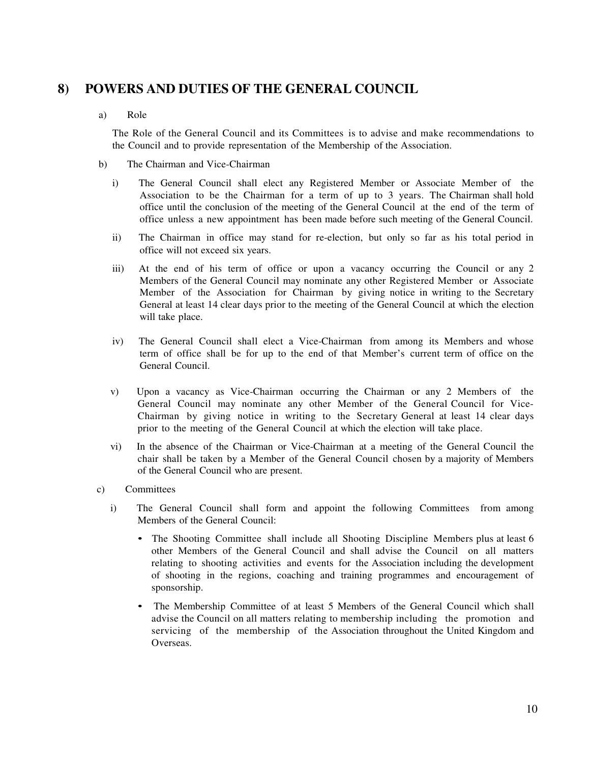## 8) POWERS AND DUTIES OF THE GENERAL COUNCIL

a) Role

The Role of the General Council and its Committees is to advise and make recommendations to the Council and to provide representation of the Membership of the Association.

b) The Chairman and Vice-Chairman

i) The General Council shall elect any Registered Member or Associate Member of the Association to be the Chairman for a term of up to 3 years. The Chairman shall hold office until the conclusion of the meeting of the General Council at the end of the term of office unless a new appointment has been made before such meeting of the General Council.

ii) The Chairman in office may stand for re-election, but only so far as his total period in office will not exceed six years.

iii) At the end of his term of office or upon a vacancy occurring the Council or any 2 Members of the General Council may nominate any other Registered Member or Associate Member of the Association for Chairman by giving notice in writing to the Secretary General at least 14 clear days prior to the meeting of the General Council at which the election will take place.

iv) The General Council shall elect a Vice-Chairman from among its Members and whose term of office shall be for up to the end of that Member's current term of office on the General Council.

v) Upon a vacancy as Vice-Chairman occurring the Chairman or any 2 Members of the General Council may nominate any other Member of the General Council for Vice-Chairman by giving notice in writing to the Secretary General at least 14 clear days prior to the meeting of the General Council at which the election will take place.

vi) In the absence of the Chairman or Vice-Chairman at a meeting of the General Council the chair shall be taken by a Member of the General Council chosen by a majority of Members of the General Council who are present.

c) Committees

i) The General Council shall form and appoint the following Committees from among Members of the General Council:

- The Shooting Committee shall include all Shooting Discipline Members plus at least 6 other Members of the General Council and shall advise the Council on all matters relating to shooting activities and events for the Association including the development of shooting in the regions, coaching and training programmes and encouragement of sponsorship.
- The Membership Committee of at least 5 Members of the General Council which shall advise the Council on all matters relating to membership including the promotion and servicing of the membership of the Association throughout the United Kingdom and Overseas.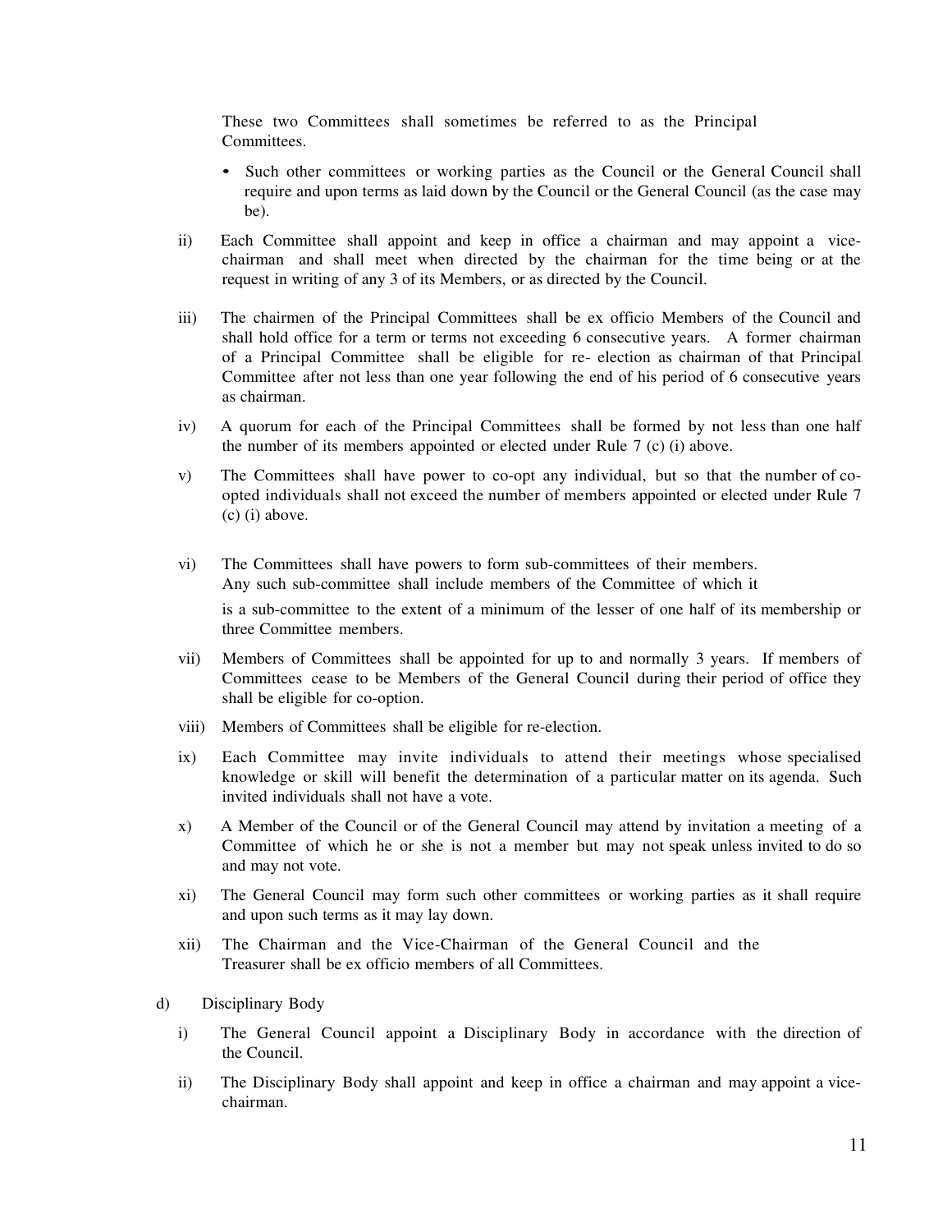These two Committees shall sometimes be referred to as the Principal Committees.

- Such other committees or working parties as the Council or the General Council shall require and upon terms as laid down by the Council or the General Council (as the case may be).

ii) Each Committee shall appoint and keep in office a chairman and may appoint a vice-chairman and shall meet when directed by the chairman for the time being or at the request in writing of any 3 of its Members, or as directed by the Council.

iii) The chairmen of the Principal Committees shall be ex officio Members of the Council and shall hold office for a term or terms not exceeding 6 consecutive years. A former chairman of a Principal Committee shall be eligible for re- election as chairman of that Principal Committee after not less than one year following the end of his period of 6 consecutive years as chairman.

iv) A quorum for each of the Principal Committees shall be formed by not less than one half the number of its members appointed or elected under Rule 7 (c) (i) above.

v) The Committees shall have power to co-opt any individual, but so that the number of co-opted individuals shall not exceed the number of members appointed or elected under Rule 7 (c) (i) above.

vi) The Committees shall have powers to form sub-committees of their members. Any such sub-committee shall include members of the Committee of which it is a sub-committee to the extent of a minimum of the lesser of one half of its membership or three Committee members.

vii) Members of Committees shall be appointed for up to and normally 3 years. If members of Committees cease to be Members of the General Council during their period of office they shall be eligible for co-option.

viii) Members of Committees shall be eligible for re-election.

ix) Each Committee may invite individuals to attend their meetings whose specialised knowledge or skill will benefit the determination of a particular matter on its agenda. Such invited individuals shall not have a vote.

x) A Member of the Council or of the General Council may attend by invitation a meeting of a Committee of which he or she is not a member but may not speak unless invited to do so and may not vote.

xi) The General Council may form such other committees or working parties as it shall require and upon such terms as it may lay down.

xii) The Chairman and the Vice-Chairman of the General Council and the Treasurer shall be ex officio members of all Committees.

d) Disciplinary Body

i) The General Council appoint a Disciplinary Body in accordance with the direction of the Council.

ii) The Disciplinary Body shall appoint and keep in office a chairman and may appoint a vice-chairman.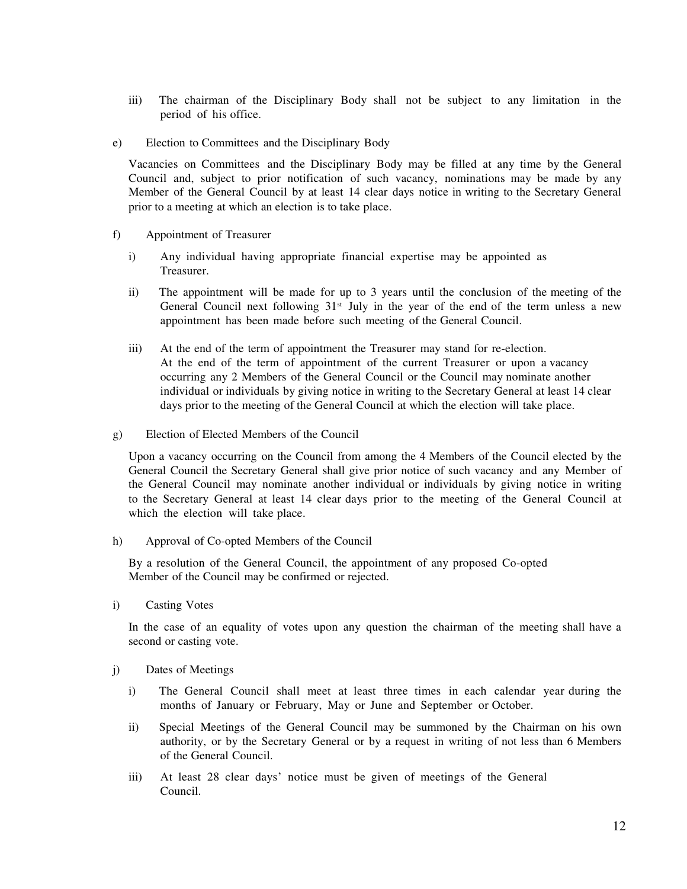iii) The chairman of the Disciplinary Body shall not be subject to any limitation in the period of his office.

e) Election to Committees and the Disciplinary Body

Vacancies on Committees and the Disciplinary Body may be filled at any time by the General Council and, subject to prior notification of such vacancy, nominations may be made by any Member of the General Council by at least 14 clear days notice in writing to the Secretary General prior to a meeting at which an election is to take place.

f) Appointment of Treasurer

i) Any individual having appropriate financial expertise may be appointed as Treasurer.

ii) The appointment will be made for up to 3 years until the conclusion of the meeting of the General Council next following 31st July in the year of the end of the term unless a new appointment has been made before such meeting of the General Council.

iii) At the end of the term of appointment the Treasurer may stand for re-election. At the end of the term of appointment of the current Treasurer or upon a vacancy occurring any 2 Members of the General Council or the Council may nominate another individual or individuals by giving notice in writing to the Secretary General at least 14 clear days prior to the meeting of the General Council at which the election will take place.

g) Election of Elected Members of the Council

Upon a vacancy occurring on the Council from among the 4 Members of the Council elected by the General Council the Secretary General shall give prior notice of such vacancy and any Member of the General Council may nominate another individual or individuals by giving notice in writing to the Secretary General at least 14 clear days prior to the meeting of the General Council at which the election will take place.

h) Approval of Co-opted Members of the Council

By a resolution of the General Council, the appointment of any proposed Co-opted Member of the Council may be confirmed or rejected.

i) Casting Votes

In the case of an equality of votes upon any question the chairman of the meeting shall have a second or casting vote.

j) Dates of Meetings

i) The General Council shall meet at least three times in each calendar year during the months of January or February, May or June and September or October.

ii) Special Meetings of the General Council may be summoned by the Chairman on his own authority, or by the Secretary General or by a request in writing of not less than 6 Members of the General Council.

iii) At least 28 clear days' notice must be given of meetings of the General Council.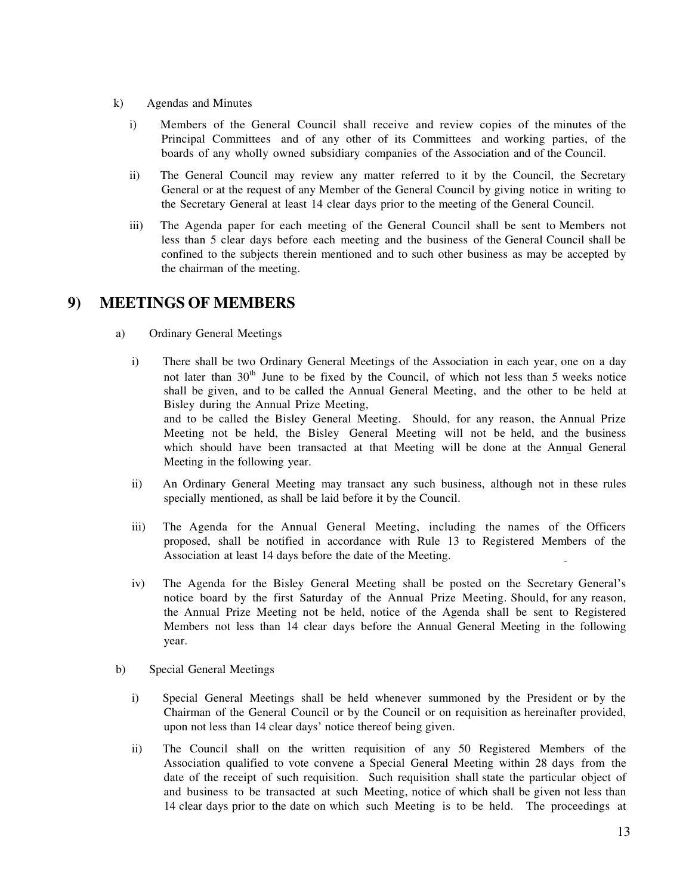k) Agendas and Minutes

i) Members of the General Council shall receive and review copies of the minutes of the Principal Committees and of any other of its Committees and working parties, of the boards of any wholly owned subsidiary companies of the Association and of the Council.

ii) The General Council may review any matter referred to it by the Council, the Secretary General or at the request of any Member of the General Council by giving notice in writing to the Secretary General at least 14 clear days prior to the meeting of the General Council.

iii) The Agenda paper for each meeting of the General Council shall be sent to Members not less than 5 clear days before each meeting and the business of the General Council shall be confined to the subjects therein mentioned and to such other business as may be accepted by the chairman of the meeting.

## 9) MEETINGS OF MEMBERS

a) Ordinary General Meetings

i) There shall be two Ordinary General Meetings of the Association in each year, one on a day not later than 30th June to be fixed by the Council, of which not less than 5 weeks notice shall be given, and to be called the Annual General Meeting, and the other to be held at Bisley during the Annual Prize Meeting,
and to be called the Bisley General Meeting. Should, for any reason, the Annual Prize Meeting not be held, the Bisley General Meeting will not be held, and the business which should have been transacted at that Meeting will be done at the Annual General Meeting in the following year.

ii) An Ordinary General Meeting may transact any such business, although not in these rules specially mentioned, as shall be laid before it by the Council.

iii) The Agenda for the Annual General Meeting, including the names of the Officers proposed, shall be notified in accordance with Rule 13 to Registered Members of the Association at least 14 days before the date of the Meeting.

iv) The Agenda for the Bisley General Meeting shall be posted on the Secretary General's notice board by the first Saturday of the Annual Prize Meeting. Should, for any reason, the Annual Prize Meeting not be held, notice of the Agenda shall be sent to Registered Members not less than 14 clear days before the Annual General Meeting in the following year.

b) Special General Meetings

i) Special General Meetings shall be held whenever summoned by the President or by the Chairman of the General Council or by the Council or on requisition as hereinafter provided, upon not less than 14 clear days' notice thereof being given.

ii) The Council shall on the written requisition of any 50 Registered Members of the Association qualified to vote convene a Special General Meeting within 28 days from the date of the receipt of such requisition. Such requisition shall state the particular object of and business to be transacted at such Meeting, notice of which shall be given not less than 14 clear days prior to the date on which such Meeting is to be held. The proceedings at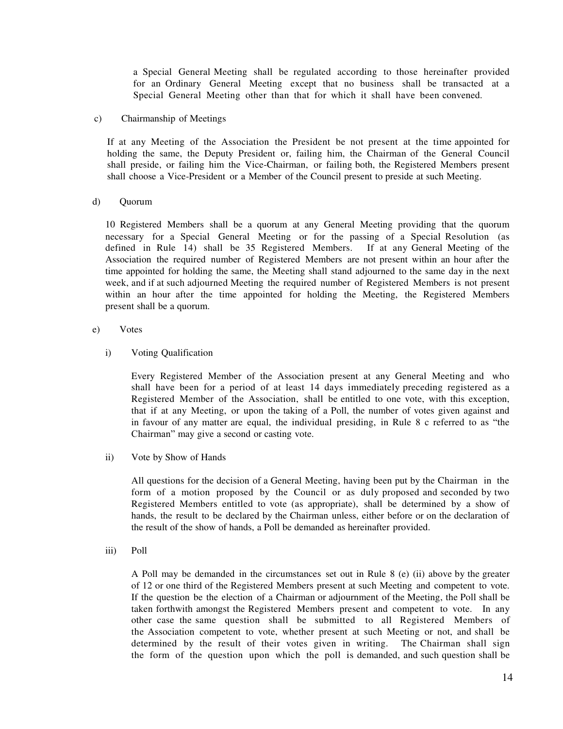a Special General Meeting shall be regulated according to those hereinafter provided for an Ordinary General Meeting except that no business shall be transacted at a Special General Meeting other than that for which it shall have been convened.

c) Chairmanship of Meetings

If at any Meeting of the Association the President be not present at the time appointed for holding the same, the Deputy President or, failing him, the Chairman of the General Council shall preside, or failing him the Vice-Chairman, or failing both, the Registered Members present shall choose a Vice-President or a Member of the Council present to preside at such Meeting.

d) Quorum

10 Registered Members shall be a quorum at any General Meeting providing that the quorum necessary for a Special General Meeting or for the passing of a Special Resolution (as defined in Rule 14) shall be 35 Registered Members. If at any General Meeting of the Association the required number of Registered Members are not present within an hour after the time appointed for holding the same, the Meeting shall stand adjourned to the same day in the next week, and if at such adjourned Meeting the required number of Registered Members is not present within an hour after the time appointed for holding the Meeting, the Registered Members present shall be a quorum.

e) Votes

i) Voting Qualification

Every Registered Member of the Association present at any General Meeting and who shall have been for a period of at least 14 days immediately preceding registered as a Registered Member of the Association, shall be entitled to one vote, with this exception, that if at any Meeting, or upon the taking of a Poll, the number of votes given against and in favour of any matter are equal, the individual presiding, in Rule 8 c referred to as "the Chairman" may give a second or casting vote.

ii) Vote by Show of Hands

All questions for the decision of a General Meeting, having been put by the Chairman in the form of a motion proposed by the Council or as duly proposed and seconded by two Registered Members entitled to vote (as appropriate), shall be determined by a show of hands, the result to be declared by the Chairman unless, either before or on the declaration of the result of the show of hands, a Poll be demanded as hereinafter provided.

iii) Poll

A Poll may be demanded in the circumstances set out in Rule 8 (e) (ii) above by the greater of 12 or one third of the Registered Members present at such Meeting and competent to vote. If the question be the election of a Chairman or adjournment of the Meeting, the Poll shall be taken forthwith amongst the Registered Members present and competent to vote. In any other case the same question shall be submitted to all Registered Members of the Association competent to vote, whether present at such Meeting or not, and shall be determined by the result of their votes given in writing. The Chairman shall sign the form of the question upon which the poll is demanded, and such question shall be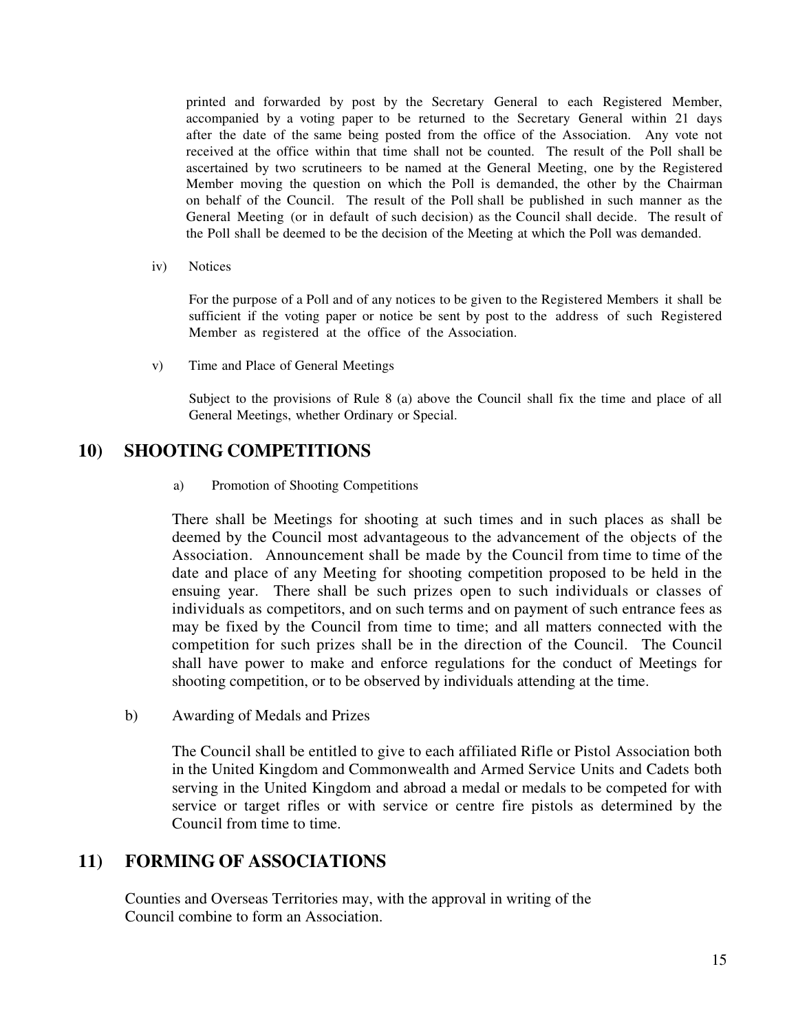printed and forwarded by post by the Secretary General to each Registered Member, accompanied by a voting paper to be returned to the Secretary General within 21 days after the date of the same being posted from the office of the Association. Any vote not received at the office within that time shall not be counted. The result of the Poll shall be ascertained by two scrutineers to be named at the General Meeting, one by the Registered Member moving the question on which the Poll is demanded, the other by the Chairman on behalf of the Council. The result of the Poll shall be published in such manner as the General Meeting (or in default of such decision) as the Council shall decide. The result of the Poll shall be deemed to be the decision of the Meeting at which the Poll was demanded.

iv) Notices

For the purpose of a Poll and of any notices to be given to the Registered Members it shall be sufficient if the voting paper or notice be sent by post to the address of such Registered Member as registered at the office of the Association.

v) Time and Place of General Meetings

Subject to the provisions of Rule 8 (a) above the Council shall fix the time and place of all General Meetings, whether Ordinary or Special.

## 10) SHOOTING COMPETITIONS

a) Promotion of Shooting Competitions

There shall be Meetings for shooting at such times and in such places as shall be deemed by the Council most advantageous to the advancement of the objects of the Association. Announcement shall be made by the Council from time to time of the date and place of any Meeting for shooting competition proposed to be held in the ensuing year. There shall be such prizes open to such individuals or classes of individuals as competitors, and on such terms and on payment of such entrance fees as may be fixed by the Council from time to time; and all matters connected with the competition for such prizes shall be in the direction of the Council. The Council shall have power to make and enforce regulations for the conduct of Meetings for shooting competition, or to be observed by individuals attending at the time.

b) Awarding of Medals and Prizes

The Council shall be entitled to give to each affiliated Rifle or Pistol Association both in the United Kingdom and Commonwealth and Armed Service Units and Cadets both serving in the United Kingdom and abroad a medal or medals to be competed for with service or target rifles or with service or centre fire pistols as determined by the Council from time to time.

## 11) FORMING OF ASSOCIATIONS

Counties and Overseas Territories may, with the approval in writing of the Council combine to form an Association.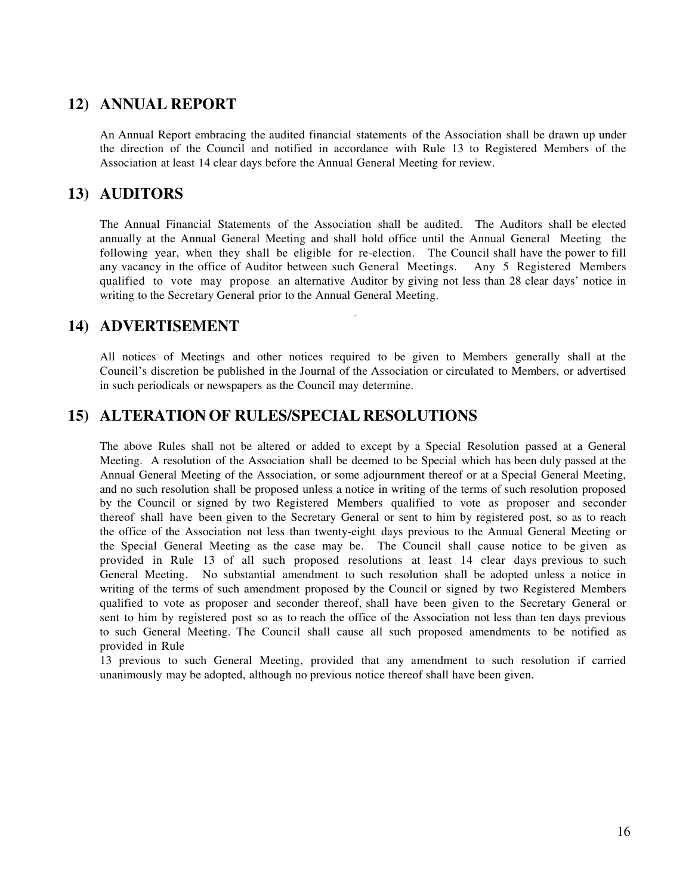## 12) ANNUAL REPORT

An Annual Report embracing the audited financial statements of the Association shall be drawn up under the direction of the Council and notified in accordance with Rule 13 to Registered Members of the Association at least 14 clear days before the Annual General Meeting for review.

## 13) AUDITORS

The Annual Financial Statements of the Association shall be audited. The Auditors shall be elected annually at the Annual General Meeting and shall hold office until the Annual General Meeting the following year, when they shall be eligible for re-election. The Council shall have the power to fill any vacancy in the office of Auditor between such General Meetings. Any 5 Registered Members qualified to vote may propose an alternative Auditor by giving not less than 28 clear days' notice in writing to the Secretary General prior to the Annual General Meeting.

## 14) ADVERTISEMENT

All notices of Meetings and other notices required to be given to Members generally shall at the Council's discretion be published in the Journal of the Association or circulated to Members, or advertised in such periodicals or newspapers as the Council may determine.

## 15) ALTERATION OF RULES/SPECIAL RESOLUTIONS

The above Rules shall not be altered or added to except by a Special Resolution passed at a General Meeting. A resolution of the Association shall be deemed to be Special which has been duly passed at the Annual General Meeting of the Association, or some adjournment thereof or at a Special General Meeting, and no such resolution shall be proposed unless a notice in writing of the terms of such resolution proposed by the Council or signed by two Registered Members qualified to vote as proposer and seconder thereof shall have been given to the Secretary General or sent to him by registered post, so as to reach the office of the Association not less than twenty-eight days previous to the Annual General Meeting or the Special General Meeting as the case may be. The Council shall cause notice to be given as provided in Rule 13 of all such proposed resolutions at least 14 clear days previous to such General Meeting. No substantial amendment to such resolution shall be adopted unless a notice in writing of the terms of such amendment proposed by the Council or signed by two Registered Members qualified to vote as proposer and seconder thereof, shall have been given to the Secretary General or sent to him by registered post so as to reach the office of the Association not less than ten days previous to such General Meeting. The Council shall cause all such proposed amendments to be notified as provided in Rule 13 previous to such General Meeting, provided that any amendment to such resolution if carried unanimously may be adopted, although no previous notice thereof shall have been given.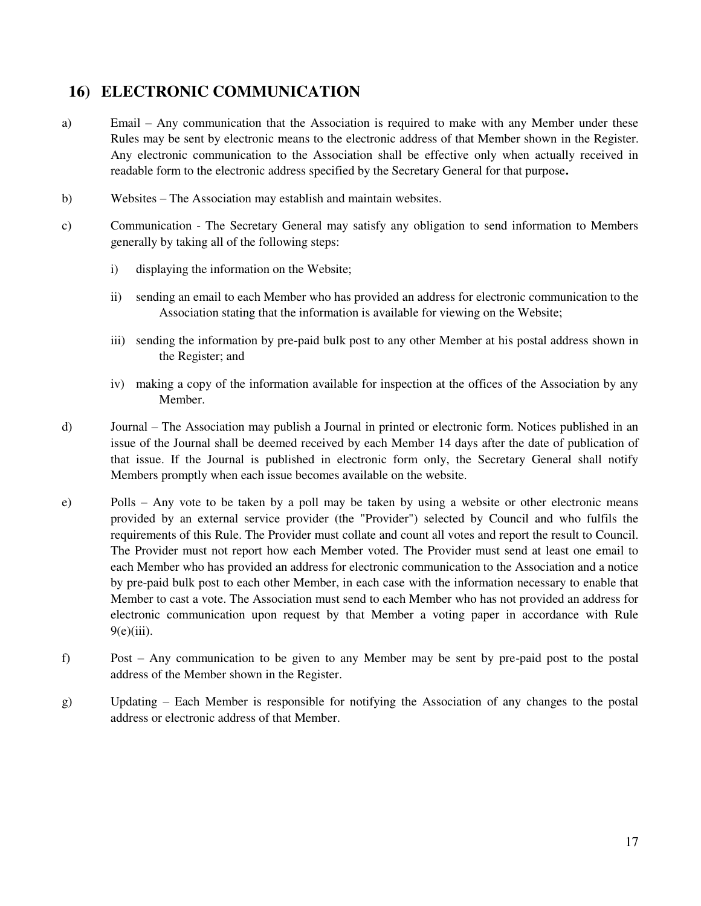## 16) ELECTRONIC COMMUNICATION

a) Email – Any communication that the Association is required to make with any Member under these Rules may be sent by electronic means to the electronic address of that Member shown in the Register. Any electronic communication to the Association shall be effective only when actually received in readable form to the electronic address specified by the Secretary General for that purpose**.**

b) Websites – The Association may establish and maintain websites.

c) Communication - The Secretary General may satisfy any obligation to send information to Members generally by taking all of the following steps:

   i) displaying the information on the Website;

   ii) sending an email to each Member who has provided an address for electronic communication to the Association stating that the information is available for viewing on the Website;

   iii) sending the information by pre-paid bulk post to any other Member at his postal address shown in the Register; and

   iv) making a copy of the information available for inspection at the offices of the Association by any Member.

d) Journal – The Association may publish a Journal in printed or electronic form. Notices published in an issue of the Journal shall be deemed received by each Member 14 days after the date of publication of that issue. If the Journal is published in electronic form only, the Secretary General shall notify Members promptly when each issue becomes available on the website.

e) Polls – Any vote to be taken by a poll may be taken by using a website or other electronic means provided by an external service provider (the "Provider") selected by Council and who fulfils the requirements of this Rule. The Provider must collate and count all votes and report the result to Council. The Provider must not report how each Member voted. The Provider must send at least one email to each Member who has provided an address for electronic communication to the Association and a notice by pre-paid bulk post to each other Member, in each case with the information necessary to enable that Member to cast a vote. The Association must send to each Member who has not provided an address for electronic communication upon request by that Member a voting paper in accordance with Rule 9(e)(iii).

f) Post – Any communication to be given to any Member may be sent by pre-paid post to the postal address of the Member shown in the Register.

g) Updating – Each Member is responsible for notifying the Association of any changes to the postal address or electronic address of that Member.